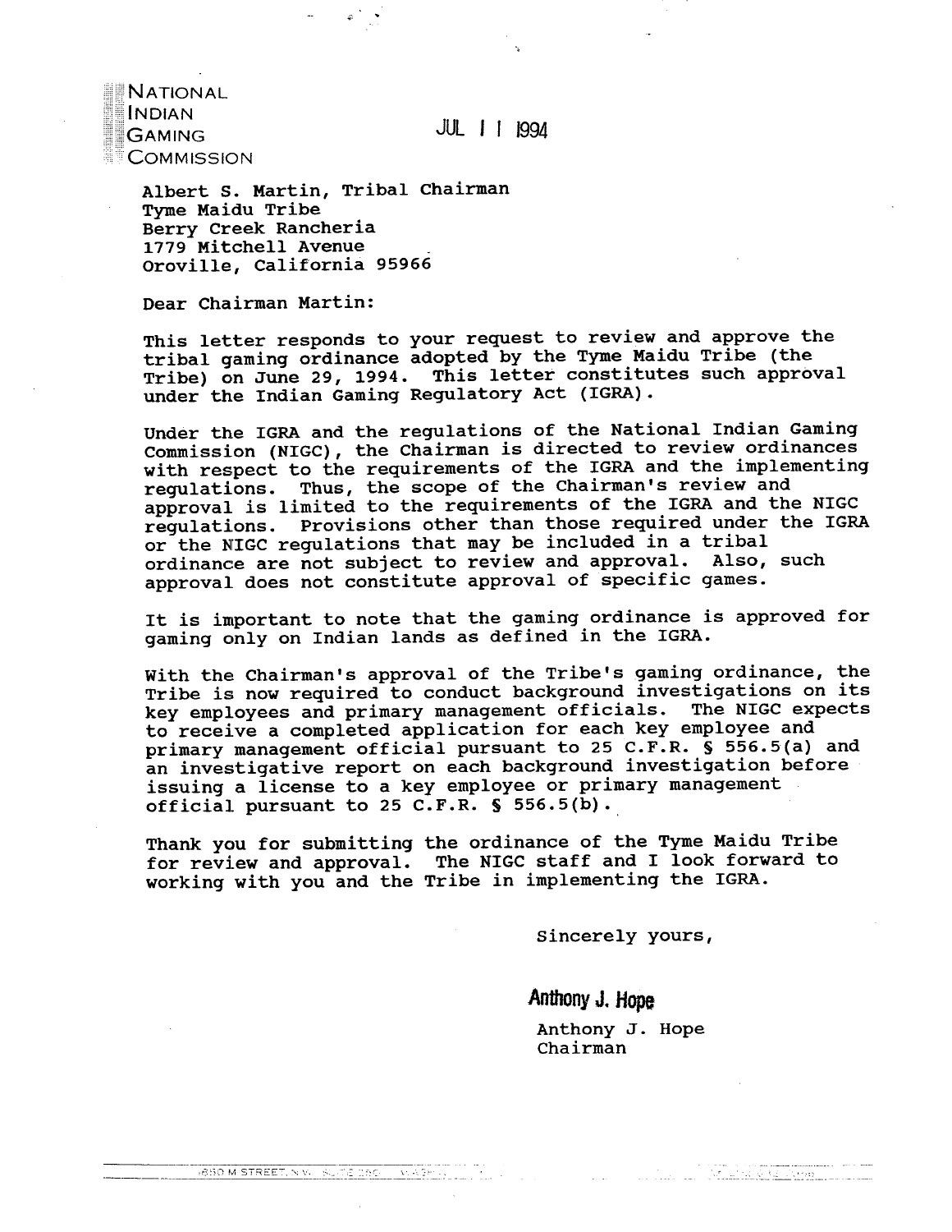NATIONAL
INDIAN
GAMING
COMMISSION

JUL 11 1994

Albert S. Martin, Tribal Chairman
Tyme Maidu Tribe
Berry Creek Rancheria
1779 Mitchell Avenue
Oroville, California 95966

Dear Chairman Martin:

This letter responds to your request to review and approve the tribal gaming ordinance adopted by the Tyme Maidu Tribe (the Tribe) on June 29, 1994. This letter constitutes such approval under the Indian Gaming Regulatory Act (IGRA).

Under the IGRA and the regulations of the National Indian Gaming Commission (NIGC), the Chairman is directed to review ordinances with respect to the requirements of the IGRA and the implementing regulations. Thus, the scope of the Chairman's review and approval is limited to the requirements of the IGRA and the NIGC regulations. Provisions other than those required under the IGRA or the NIGC regulations that may be included in a tribal ordinance are not subject to review and approval. Also, such approval does not constitute approval of specific games.

It is important to note that the gaming ordinance is approved for gaming only on Indian lands as defined in the IGRA.

With the Chairman's approval of the Tribe's gaming ordinance, the Tribe is now required to conduct background investigations on its key employees and primary management officials. The NIGC expects to receive a completed application for each key employee and primary management official pursuant to 25 C.F.R. § 556.5(a) and an investigative report on each background investigation before issuing a license to a key employee or primary management official pursuant to 25 C.F.R. § 556.5(b).

Thank you for submitting the ordinance of the Tyme Maidu Tribe for review and approval. The NIGC staff and I look forward to working with you and the Tribe in implementing the IGRA.

Sincerely yours,

Anthony J. Hope

Anthony J. Hope
Chairman

1850 M STREET, N.W. SUITE 250 WASHINGTON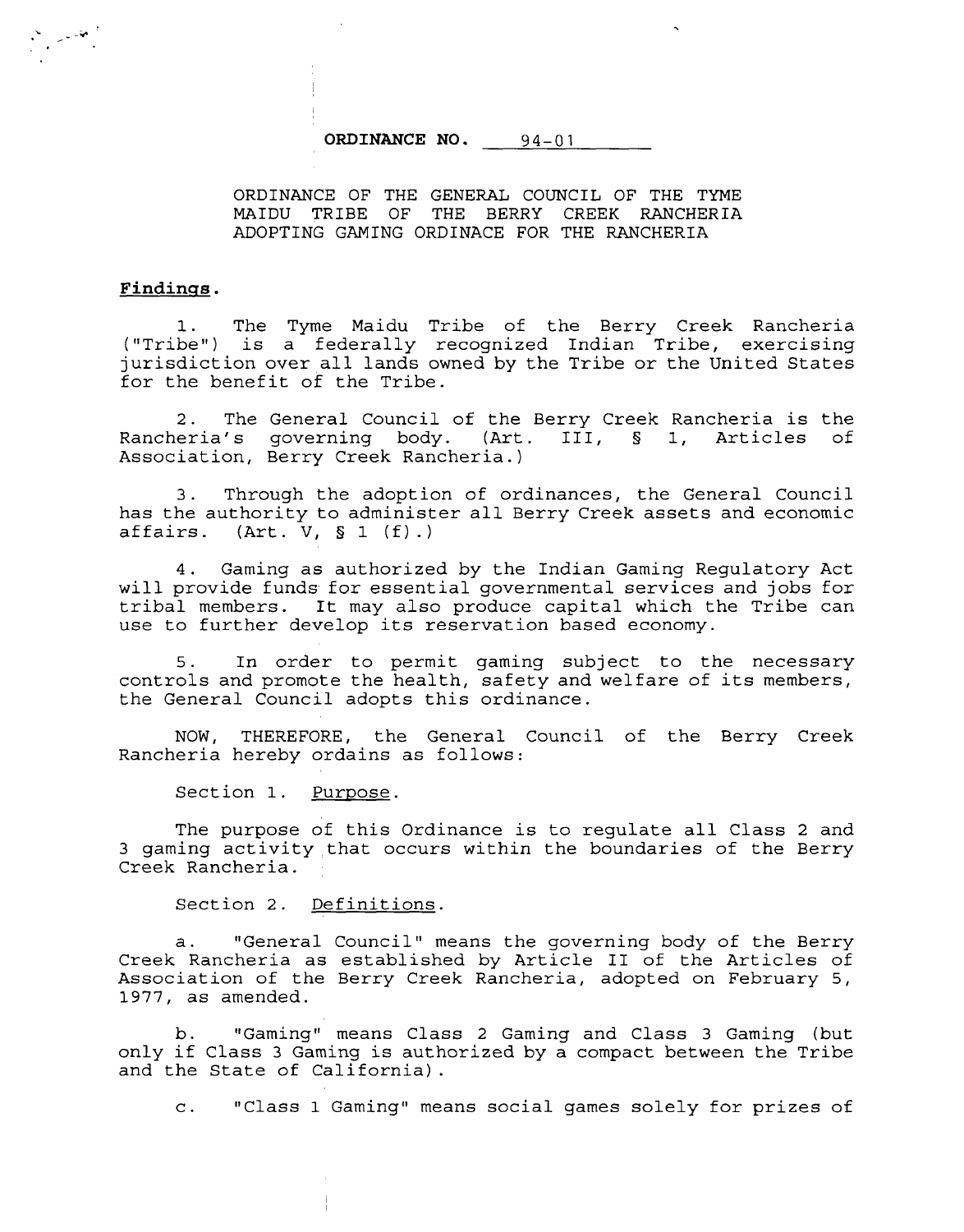**ORDINANCE NO. 94-01**

ORDINANCE OF THE GENERAL COUNCIL OF THE TYME MAIDU TRIBE OF THE BERRY CREEK RANCHERIA ADOPTING GAMING ORDINACE FOR THE RANCHERIA

**Findings.**

1. The Tyme Maidu Tribe of the Berry Creek Rancheria ("Tribe") is a federally recognized Indian Tribe, exercising jurisdiction over all lands owned by the Tribe or the United States for the benefit of the Tribe.

2. The General Council of the Berry Creek Rancheria is the Rancheria's governing body. (Art. III, § 1, Articles of Association, Berry Creek Rancheria.)

3. Through the adoption of ordinances, the General Council has the authority to administer all Berry Creek assets and economic affairs. (Art. V, § 1 (f).)

4. Gaming as authorized by the Indian Gaming Regulatory Act will provide funds for essential governmental services and jobs for tribal members. It may also produce capital which the Tribe can use to further develop its reservation based economy.

5. In order to permit gaming subject to the necessary controls and promote the health, safety and welfare of its members, the General Council adopts this ordinance.

NOW, THEREFORE, the General Council of the Berry Creek Rancheria hereby ordains as follows:

Section 1. Purpose.

The purpose of this Ordinance is to regulate all Class 2 and 3 gaming activity that occurs within the boundaries of the Berry Creek Rancheria.

Section 2. Definitions.

a. "General Council" means the governing body of the Berry Creek Rancheria as established by Article II of the Articles of Association of the Berry Creek Rancheria, adopted on February 5, 1977, as amended.

b. "Gaming" means Class 2 Gaming and Class 3 Gaming (but only if Class 3 Gaming is authorized by a compact between the Tribe and the State of California).

c. "Class 1 Gaming" means social games solely for prizes of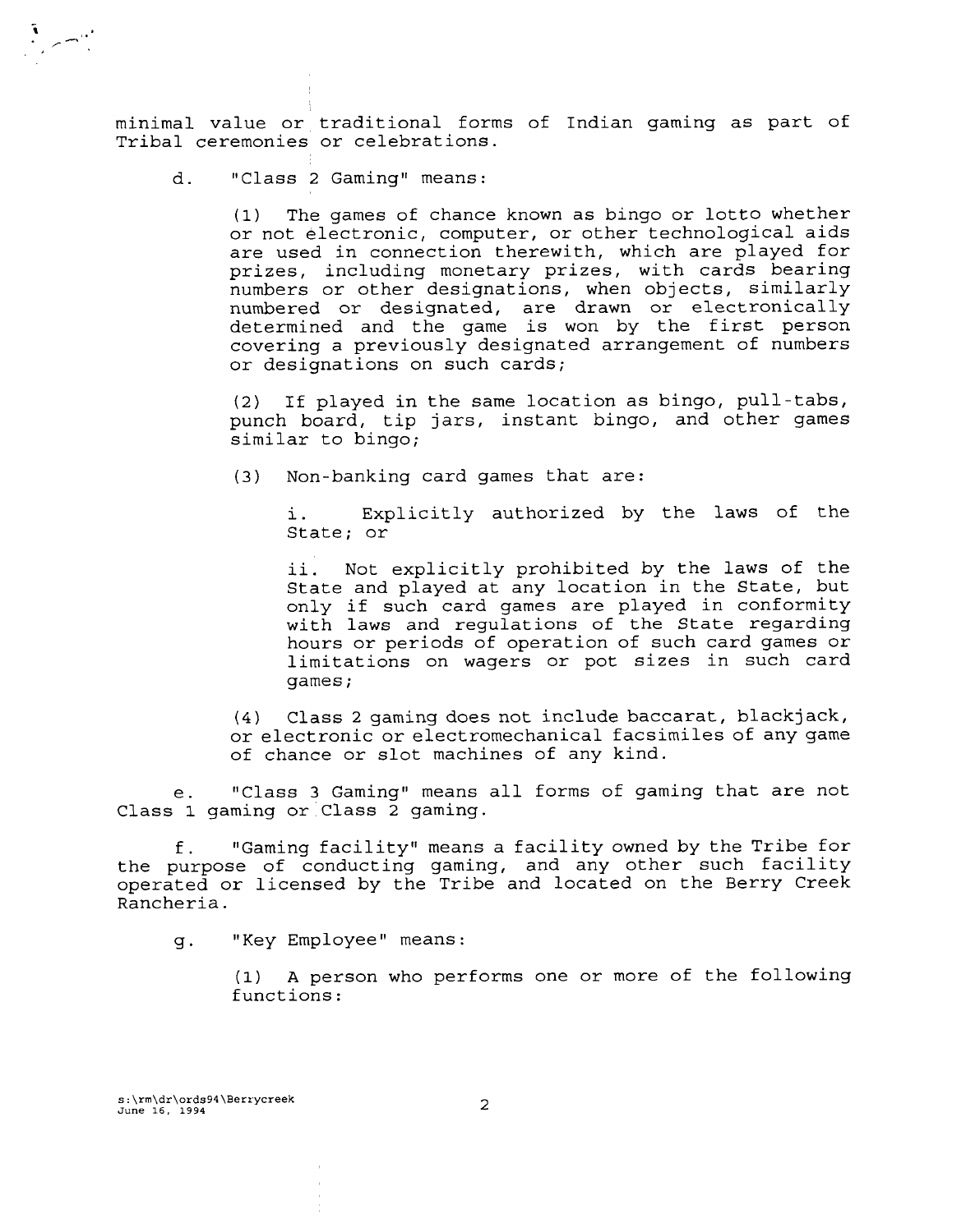minimal value or traditional forms of Indian gaming as part of Tribal ceremonies or celebrations.

d. "Class 2 Gaming" means:

(1) The games of chance known as bingo or lotto whether or not electronic, computer, or other technological aids are used in connection therewith, which are played for prizes, including monetary prizes, with cards bearing numbers or other designations, when objects, similarly numbered or designated, are drawn or electronically determined and the game is won by the first person covering a previously designated arrangement of numbers or designations on such cards;

(2) If played in the same location as bingo, pull-tabs, punch board, tip jars, instant bingo, and other games similar to bingo;

(3) Non-banking card games that are:

i. Explicitly authorized by the laws of the State; or

ii. Not explicitly prohibited by the laws of the State and played at any location in the State, but only if such card games are played in conformity with laws and regulations of the State regarding hours or periods of operation of such card games or limitations on wagers or pot sizes in such card games;

(4) Class 2 gaming does not include baccarat, blackjack, or electronic or electromechanical facsimiles of any game of chance or slot machines of any kind.

e. "Class 3 Gaming" means all forms of gaming that are not Class 1 gaming or Class 2 gaming.

f. "Gaming facility" means a facility owned by the Tribe for the purpose of conducting gaming, and any other such facility operated or licensed by the Tribe and located on the Berry Creek Rancheria.

g. "Key Employee" means:

(1) A person who performs one or more of the following functions:

s:\rm\dr\ords94\Berrycreek
June 16, 1994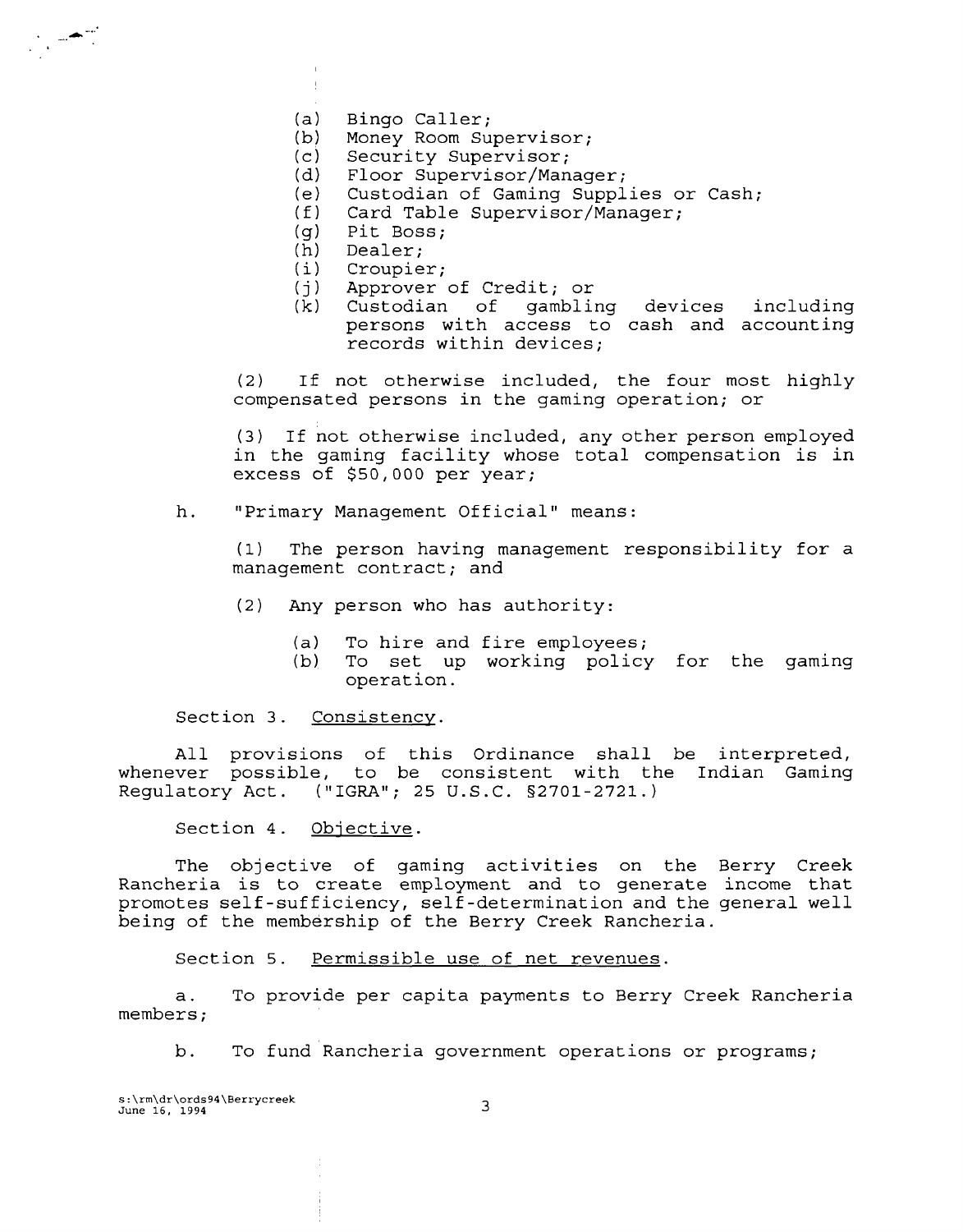(a) Bingo Caller;
(b) Money Room Supervisor;
(c) Security Supervisor;
(d) Floor Supervisor/Manager;
(e) Custodian of Gaming Supplies or Cash;
(f) Card Table Supervisor/Manager;
(g) Pit Boss;
(h) Dealer;
(i) Croupier;
(j) Approver of Credit; or
(k) Custodian of gambling devices including persons with access to cash and accounting records within devices;

(2) If not otherwise included, the four most highly compensated persons in the gaming operation; or

(3) If not otherwise included, any other person employed in the gaming facility whose total compensation is in excess of $50,000 per year;

h. "Primary Management Official" means:

(1) The person having management responsibility for a management contract; and

(2) Any person who has authority:

(a) To hire and fire employees;
(b) To set up working policy for the gaming operation.

Section 3. Consistency.

All provisions of this Ordinance shall be interpreted, whenever possible, to be consistent with the Indian Gaming Regulatory Act. ("IGRA"; 25 U.S.C. §2701-2721.)

Section 4. Objective.

The objective of gaming activities on the Berry Creek Rancheria is to create employment and to generate income that promotes self-sufficiency, self-determination and the general well being of the membership of the Berry Creek Rancheria.

Section 5. Permissible use of net revenues.

a. To provide per capita payments to Berry Creek Rancheria members;

b. To fund Rancheria government operations or programs;

s:\rm\dr\ords94\Berrycreek
June 16, 1994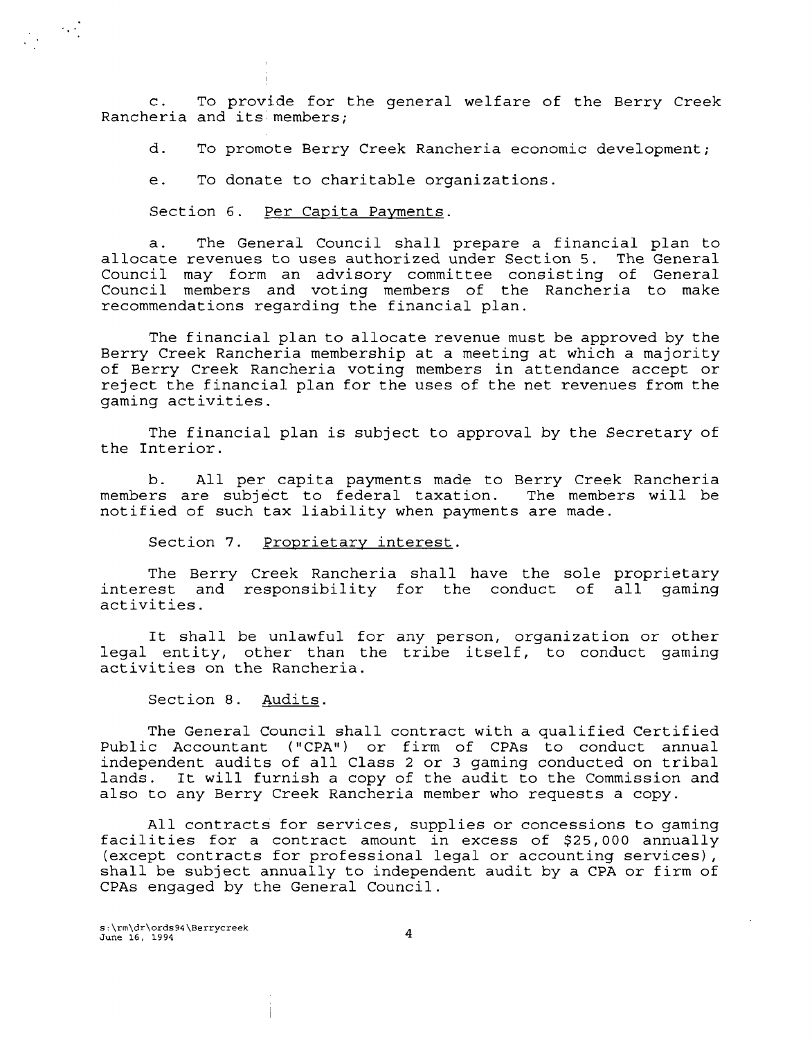c. To provide for the general welfare of the Berry Creek Rancheria and its members;

d. To promote Berry Creek Rancheria economic development;

e. To donate to charitable organizations.

Section 6. Per Capita Payments.

a. The General Council shall prepare a financial plan to allocate revenues to uses authorized under Section 5. The General Council may form an advisory committee consisting of General Council members and voting members of the Rancheria to make recommendations regarding the financial plan.

The financial plan to allocate revenue must be approved by the Berry Creek Rancheria membership at a meeting at which a majority of Berry Creek Rancheria voting members in attendance accept or reject the financial plan for the uses of the net revenues from the gaming activities.

The financial plan is subject to approval by the Secretary of the Interior.

b. All per capita payments made to Berry Creek Rancheria members are subject to federal taxation. The members will be notified of such tax liability when payments are made.

Section 7. Proprietary interest.

The Berry Creek Rancheria shall have the sole proprietary interest and responsibility for the conduct of all gaming activities.

It shall be unlawful for any person, organization or other legal entity, other than the tribe itself, to conduct gaming activities on the Rancheria.

Section 8. Audits.

The General Council shall contract with a qualified Certified Public Accountant ("CPA") or firm of CPAs to conduct annual independent audits of all Class 2 or 3 gaming conducted on tribal lands. It will furnish a copy of the audit to the Commission and also to any Berry Creek Rancheria member who requests a copy.

All contracts for services, supplies or concessions to gaming facilities for a contract amount in excess of $25,000 annually (except contracts for professional legal or accounting services), shall be subject annually to independent audit by a CPA or firm of CPAs engaged by the General Council.

s:\rm\dr\ords94\Berrycreek
June 16, 1994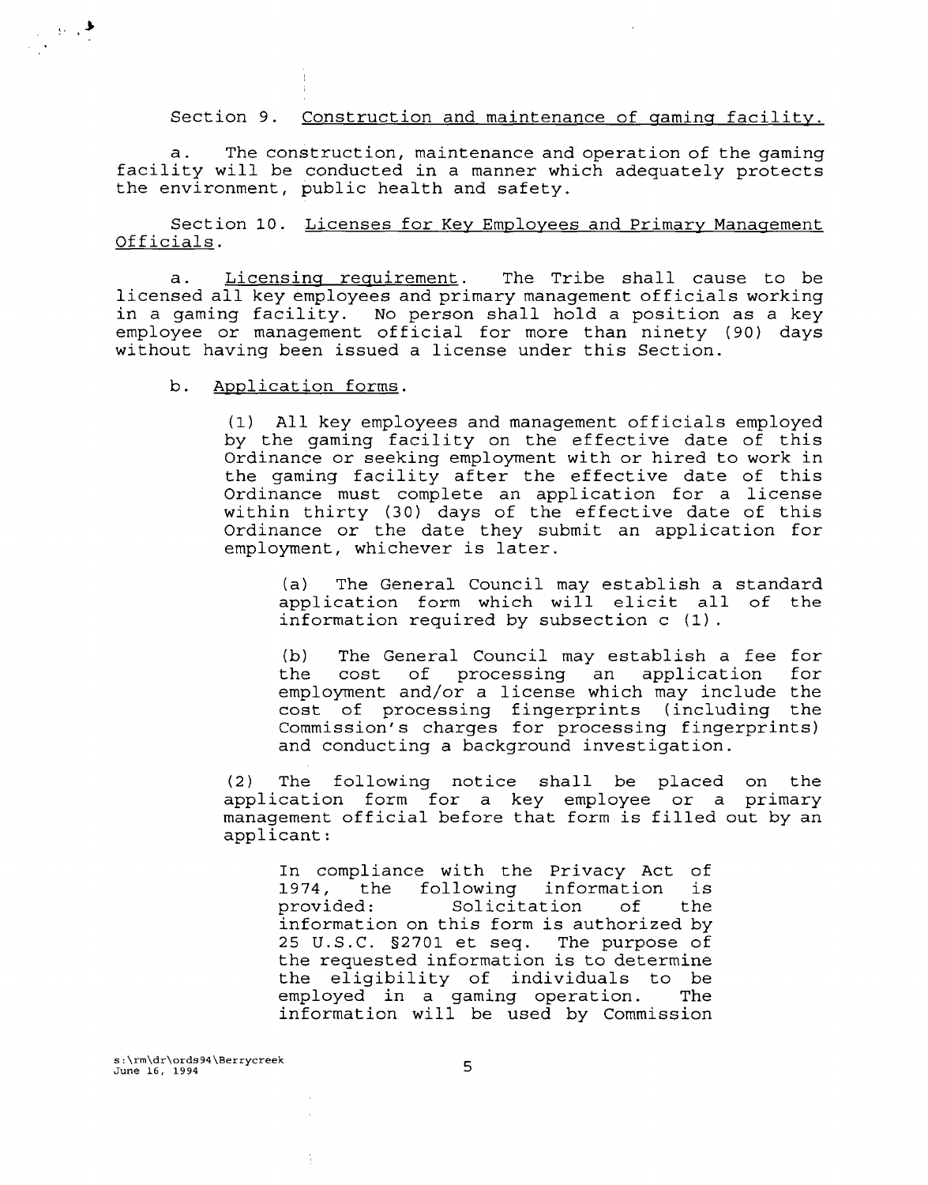Section 9. Construction and maintenance of gaming facility.

a. The construction, maintenance and operation of the gaming facility will be conducted in a manner which adequately protects the environment, public health and safety.

Section 10. Licenses for Key Employees and Primary Management Officials.

a. Licensing requirement. The Tribe shall cause to be licensed all key employees and primary management officials working in a gaming facility. No person shall hold a position as a key employee or management official for more than ninety (90) days without having been issued a license under this Section.

b. Application forms.

> (1) All key employees and management officials employed by the gaming facility on the effective date of this Ordinance or seeking employment with or hired to work in the gaming facility after the effective date of this Ordinance must complete an application for a license within thirty (30) days of the effective date of this Ordinance or the date they submit an application for employment, whichever is later.
>
> > (a) The General Council may establish a standard application form which will elicit all of the information required by subsection c (1).
> >
> > (b) The General Council may establish a fee for the cost of processing an application for employment and/or a license which may include the cost of processing fingerprints (including the Commission's charges for processing fingerprints) and conducting a background investigation.
>
> (2) The following notice shall be placed on the application form for a key employee or a primary management official before that form is filled out by an applicant:
>
> > In compliance with the Privacy Act of 1974, the following information is provided: Solicitation of the information on this form is authorized by 25 U.S.C. §2701 et seq. The purpose of the requested information is to determine the eligibility of individuals to be employed in a gaming operation. The information will be used by Commission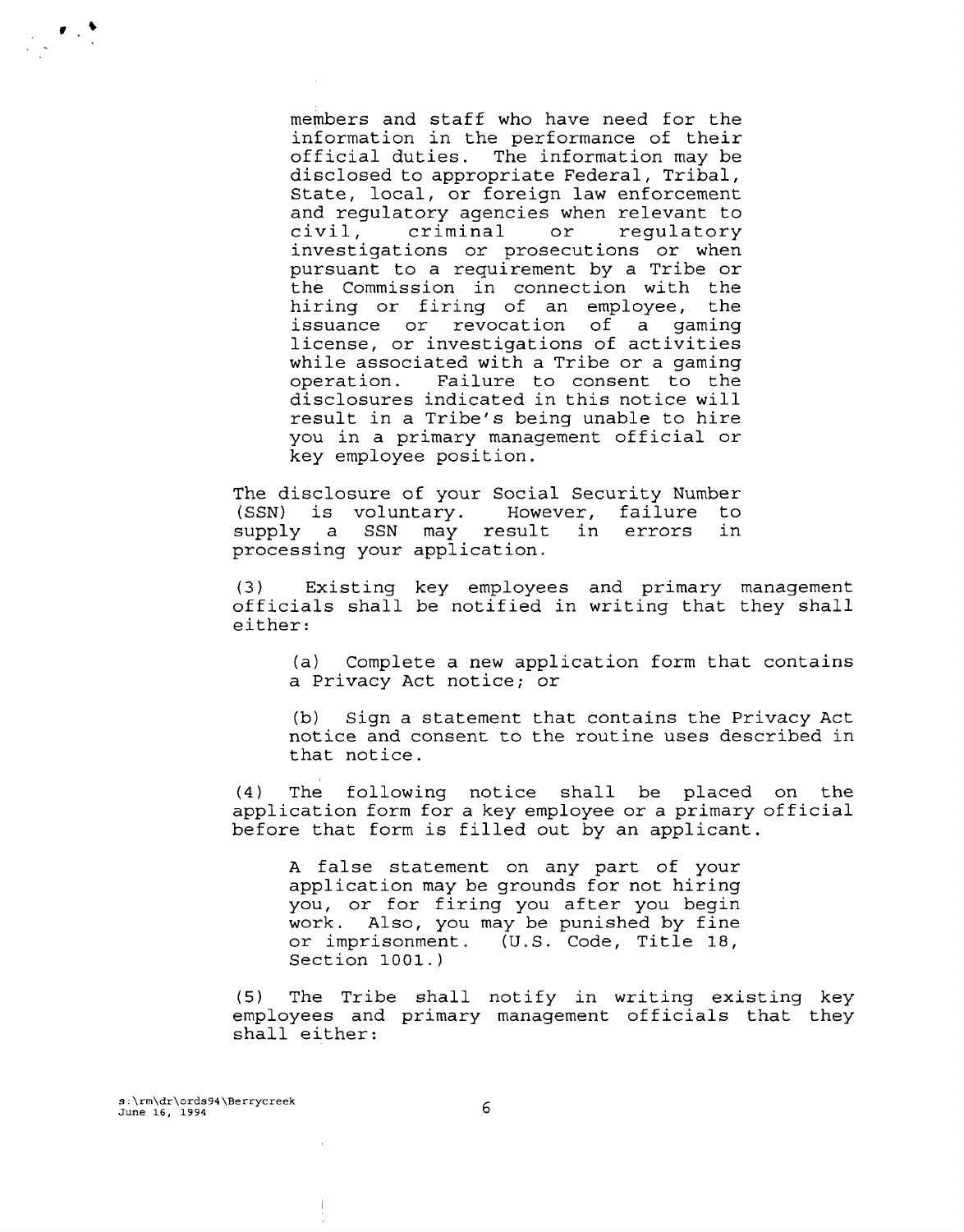members and staff who have need for the information in the performance of their official duties. The information may be disclosed to appropriate Federal, Tribal, State, local, or foreign law enforcement and regulatory agencies when relevant to civil, criminal or regulatory investigations or prosecutions or when pursuant to a requirement by a Tribe or the Commission in connection with the hiring or firing of an employee, the issuance or revocation of a gaming license, or investigations of activities while associated with a Tribe or a gaming operation. Failure to consent to the disclosures indicated in this notice will result in a Tribe's being unable to hire you in a primary management official or key employee position.

The disclosure of your Social Security Number (SSN) is voluntary. However, failure to supply a SSN may result in errors in processing your application.

(3) Existing key employees and primary management officials shall be notified in writing that they shall either:

> (a) Complete a new application form that contains a Privacy Act notice; or
>
> (b) Sign a statement that contains the Privacy Act notice and consent to the routine uses described in that notice.

(4) The following notice shall be placed on the application form for a key employee or a primary official before that form is filled out by an applicant.

> A false statement on any part of your application may be grounds for not hiring you, or for firing you after you begin work. Also, you may be punished by fine or imprisonment. (U.S. Code, Title 18, Section 1001.)

(5) The Tribe shall notify in writing existing key employees and primary management officials that they shall either:

s:\rm\dr\ords94\Berrycreek
June 16, 1994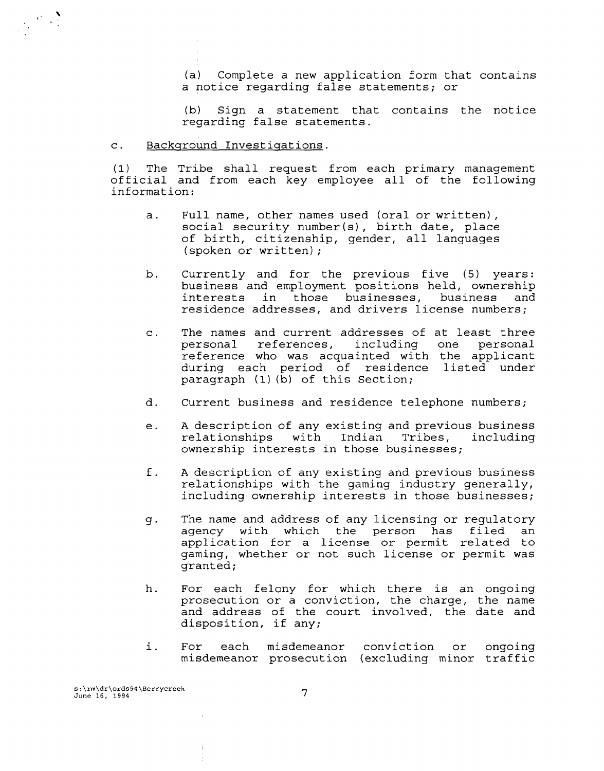(a) Complete a new application form that contains a notice regarding false statements; or

(b) Sign a statement that contains the notice regarding false statements.

c. <u>Background Investigations</u>.

(1) The Tribe shall request from each primary management official and from each key employee all of the following information:

a. Full name, other names used (oral or written), social security number(s), birth date, place of birth, citizenship, gender, all languages (spoken or written);

b. Currently and for the previous five (5) years: business and employment positions held, ownership interests in those businesses, business and residence addresses, and drivers license numbers;

c. The names and current addresses of at least three personal references, including one personal reference who was acquainted with the applicant during each period of residence listed under paragraph (1)(b) of this Section;

d. Current business and residence telephone numbers;

e. A description of any existing and previous business relationships with Indian Tribes, including ownership interests in those businesses;

f. A description of any existing and previous business relationships with the gaming industry generally, including ownership interests in those businesses;

g. The name and address of any licensing or regulatory agency with which the person has filed an application for a license or permit related to gaming, whether or not such license or permit was granted;

h. For each felony for which there is an ongoing prosecution or a conviction, the charge, the name and address of the court involved, the date and disposition, if any;

i. For each misdemeanor conviction or ongoing misdemeanor prosecution (excluding minor traffic

s:\rm\dr\ords94\Berrycreek
June 16, 1994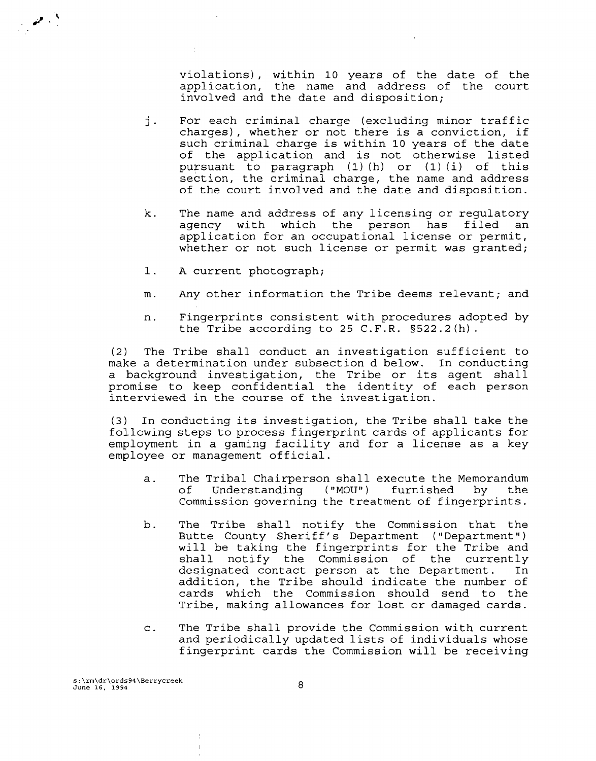violations), within 10 years of the date of the application, the name and address of the court involved and the date and disposition;

j. For each criminal charge (excluding minor traffic charges), whether or not there is a conviction, if such criminal charge is within 10 years of the date of the application and is not otherwise listed pursuant to paragraph (1)(h) or (1)(i) of this section, the criminal charge, the name and address of the court involved and the date and disposition.

k. The name and address of any licensing or regulatory agency with which the person has filed an application for an occupational license or permit, whether or not such license or permit was granted;

l. A current photograph;

m. Any other information the Tribe deems relevant; and

n. Fingerprints consistent with procedures adopted by the Tribe according to 25 C.F.R. §522.2(h).

(2) The Tribe shall conduct an investigation sufficient to make a determination under subsection d below. In conducting a background investigation, the Tribe or its agent shall promise to keep confidential the identity of each person interviewed in the course of the investigation.

(3) In conducting its investigation, the Tribe shall take the following steps to process fingerprint cards of applicants for employment in a gaming facility and for a license as a key employee or management official.

a. The Tribal Chairperson shall execute the Memorandum of Understanding ("MOU") furnished by the Commission governing the treatment of fingerprints.

b. The Tribe shall notify the Commission that the Butte County Sheriff's Department ("Department") will be taking the fingerprints for the Tribe and shall notify the Commission of the currently designated contact person at the Department. In addition, the Tribe should indicate the number of cards which the Commission should send to the Tribe, making allowances for lost or damaged cards.

c. The Tribe shall provide the Commission with current and periodically updated lists of individuals whose fingerprint cards the Commission will be receiving

s:\rm\dr\ords94\Berrycreek
June 16, 1994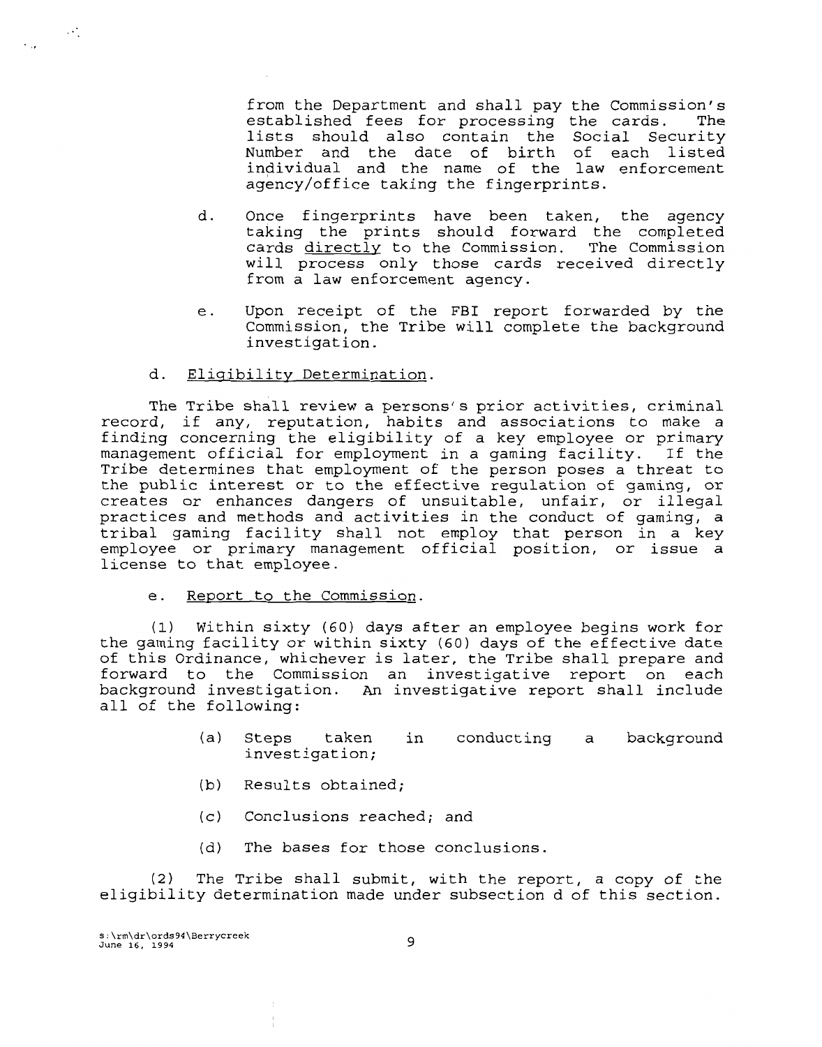from the Department and shall pay the Commission's established fees for processing the cards. The lists should also contain the Social Security Number and the date of birth of each listed individual and the name of the law enforcement agency/office taking the fingerprints.

d. Once fingerprints have been taken, the agency taking the prints should forward the completed cards directly to the Commission. The Commission will process only those cards received directly from a law enforcement agency.

e. Upon receipt of the FBI report forwarded by the Commission, the Tribe will complete the background investigation.

d. Eligibility Determination.

The Tribe shall review a persons's prior activities, criminal record, if any, reputation, habits and associations to make a finding concerning the eligibility of a key employee or primary management official for employment in a gaming facility. If the Tribe determines that employment of the person poses a threat to the public interest or to the effective regulation of gaming, or creates or enhances dangers of unsuitable, unfair, or illegal practices and methods and activities in the conduct of gaming, a tribal gaming facility shall not employ that person in a key employee or primary management official position, or issue a license to that employee.

e. Report to the Commission.

(1) Within sixty (60) days after an employee begins work for the gaming facility or within sixty (60) days of the effective date of this Ordinance, whichever is later, the Tribe shall prepare and forward to the Commission an investigative report on each background investigation. An investigative report shall include all of the following:

(a) Steps taken in conducting a background investigation;

(b) Results obtained;

(c) Conclusions reached; and

(d) The bases for those conclusions.

(2) The Tribe shall submit, with the report, a copy of the eligibility determination made under subsection d of this section.

s:\rm\dr\ords94\Berrycreek
June 16, 1994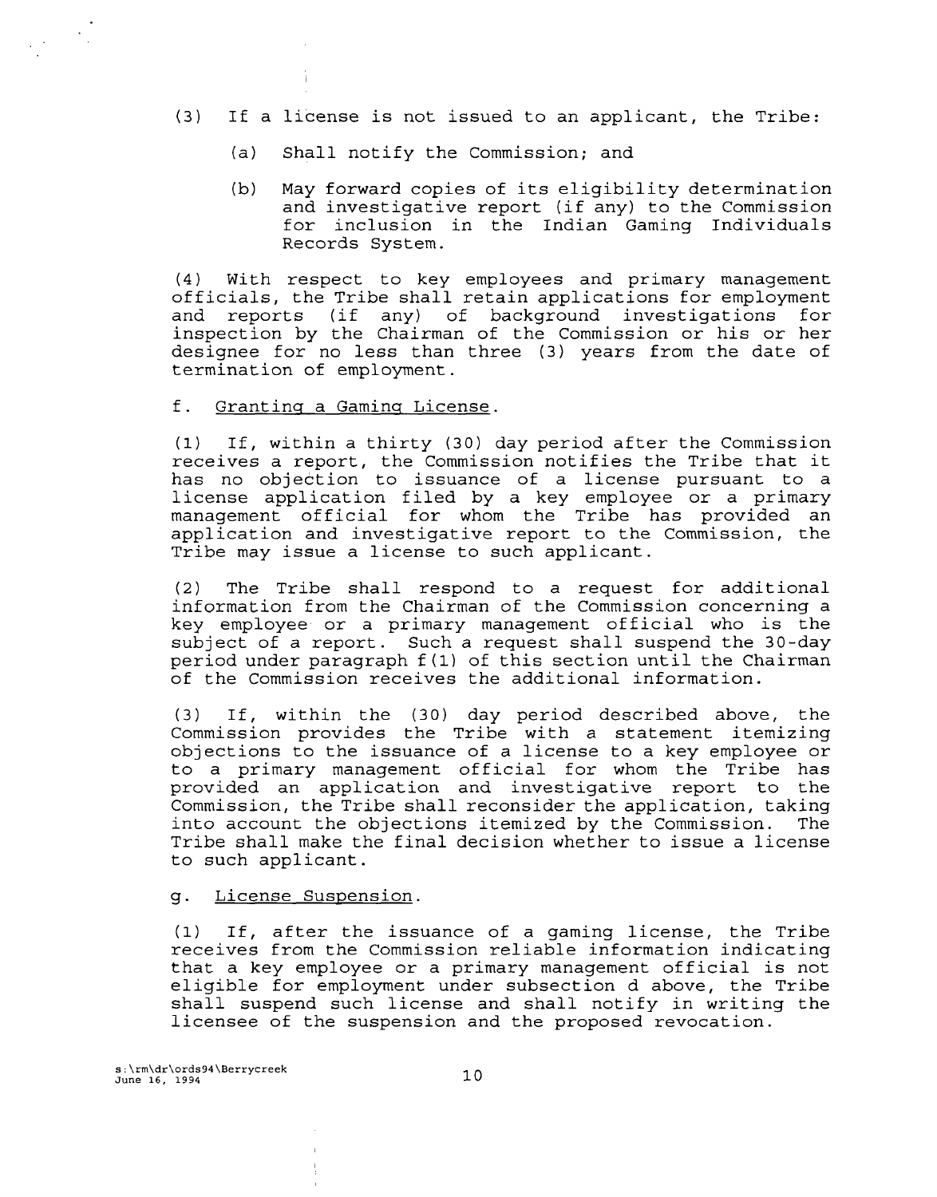(3) If a license is not issued to an applicant, the Tribe:

(a) Shall notify the Commission; and

(b) May forward copies of its eligibility determination and investigative report (if any) to the Commission for inclusion in the Indian Gaming Individuals Records System.

(4) With respect to key employees and primary management officials, the Tribe shall retain applications for employment and reports (if any) of background investigations for inspection by the Chairman of the Commission or his or her designee for no less than three (3) years from the date of termination of employment.

f. Granting a Gaming License.

(1) If, within a thirty (30) day period after the Commission receives a report, the Commission notifies the Tribe that it has no objection to issuance of a license pursuant to a license application filed by a key employee or a primary management official for whom the Tribe has provided an application and investigative report to the Commission, the Tribe may issue a license to such applicant.

(2) The Tribe shall respond to a request for additional information from the Chairman of the Commission concerning a key employee or a primary management official who is the subject of a report. Such a request shall suspend the 30-day period under paragraph f(1) of this section until the Chairman of the Commission receives the additional information.

(3) If, within the (30) day period described above, the Commission provides the Tribe with a statement itemizing objections to the issuance of a license to a key employee or to a primary management official for whom the Tribe has provided an application and investigative report to the Commission, the Tribe shall reconsider the application, taking into account the objections itemized by the Commission. The Tribe shall make the final decision whether to issue a license to such applicant.

g. License Suspension.

(1) If, after the issuance of a gaming license, the Tribe receives from the Commission reliable information indicating that a key employee or a primary management official is not eligible for employment under subsection d above, the Tribe shall suspend such license and shall notify in writing the licensee of the suspension and the proposed revocation.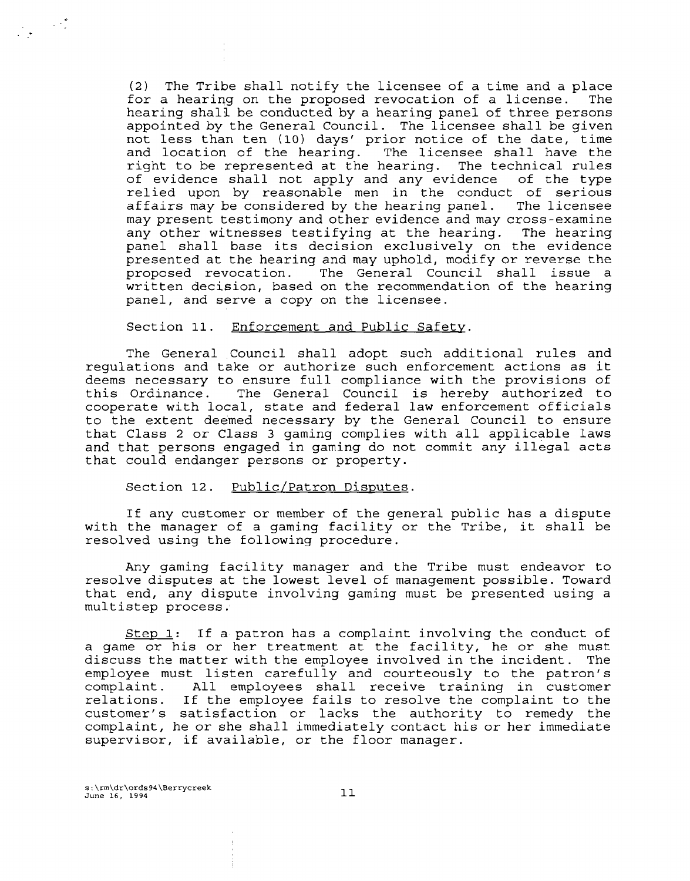(2) The Tribe shall notify the licensee of a time and a place for a hearing on the proposed revocation of a license. The hearing shall be conducted by a hearing panel of three persons appointed by the General Council. The licensee shall be given not less than ten (10) days' prior notice of the date, time and location of the hearing. The licensee shall have the right to be represented at the hearing. The technical rules of evidence shall not apply and any evidence of the type relied upon by reasonable men in the conduct of serious affairs may be considered by the hearing panel. The licensee may present testimony and other evidence and may cross-examine any other witnesses testifying at the hearing. The hearing panel shall base its decision exclusively on the evidence presented at the hearing and may uphold, modify or reverse the proposed revocation. The General Council shall issue a written decision, based on the recommendation of the hearing panel, and serve a copy on the licensee.

Section 11. Enforcement and Public Safety.

The General Council shall adopt such additional rules and regulations and take or authorize such enforcement actions as it deems necessary to ensure full compliance with the provisions of this Ordinance. The General Council is hereby authorized to cooperate with local, state and federal law enforcement officials to the extent deemed necessary by the General Council to ensure that Class 2 or Class 3 gaming complies with all applicable laws and that persons engaged in gaming do not commit any illegal acts that could endanger persons or property.

Section 12. Public/Patron Disputes.

If any customer or member of the general public has a dispute with the manager of a gaming facility or the Tribe, it shall be resolved using the following procedure.

Any gaming facility manager and the Tribe must endeavor to resolve disputes at the lowest level of management possible. Toward that end, any dispute involving gaming must be presented using a multistep process.

Step 1: If a patron has a complaint involving the conduct of a game or his or her treatment at the facility, he or she must discuss the matter with the employee involved in the incident. The employee must listen carefully and courteously to the patron's complaint. All employees shall receive training in customer relations. If the employee fails to resolve the complaint to the customer's satisfaction or lacks the authority to remedy the complaint, he or she shall immediately contact his or her immediate supervisor, if available, or the floor manager.

s:\rm\dr\ords94\Berrycreek
June 16, 1994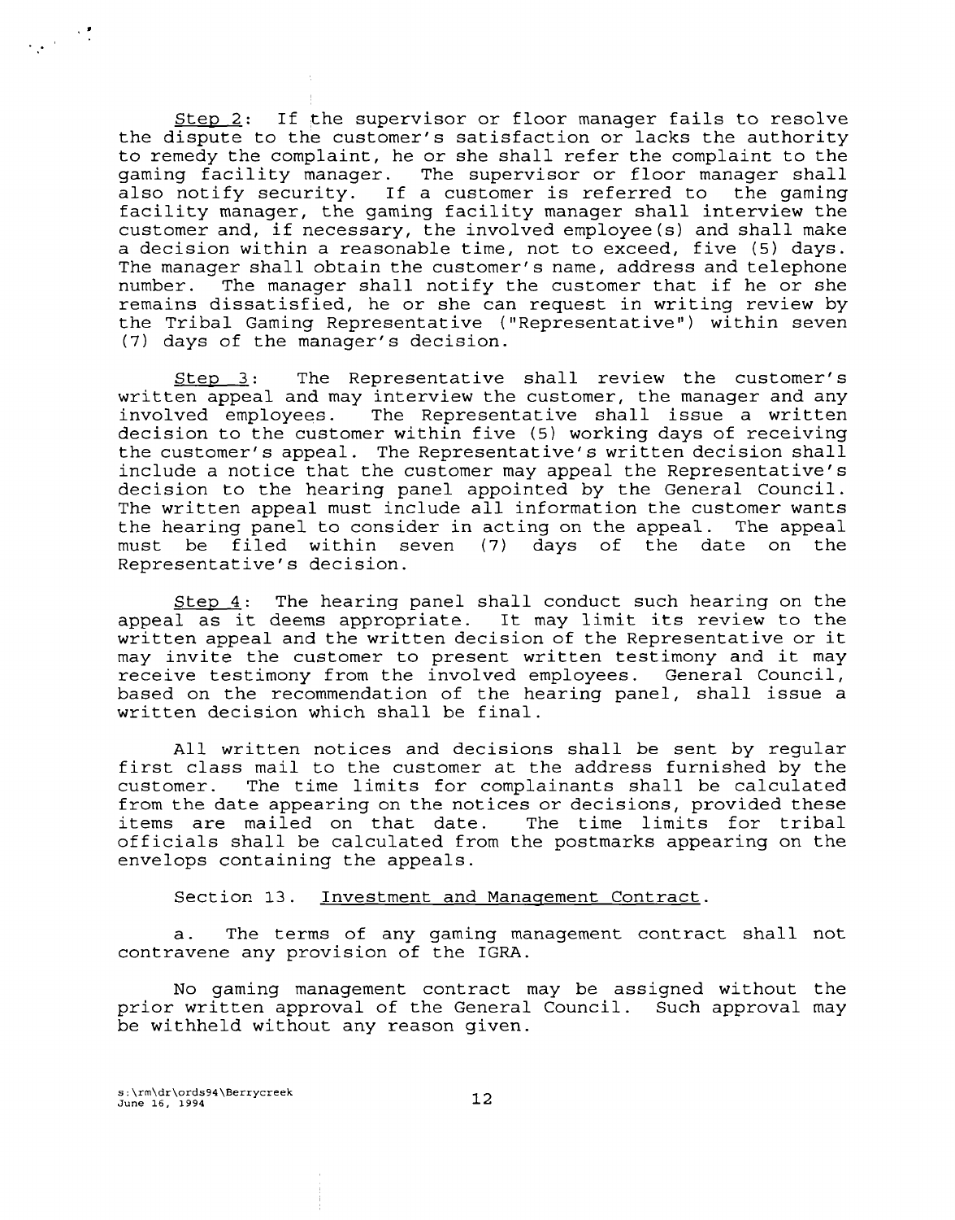<u>Step 2</u>: If the supervisor or floor manager fails to resolve the dispute to the customer's satisfaction or lacks the authority to remedy the complaint, he or she shall refer the complaint to the gaming facility manager. The supervisor or floor manager shall also notify security. If a customer is referred to the gaming facility manager, the gaming facility manager shall interview the customer and, if necessary, the involved employee(s) and shall make a decision within a reasonable time, not to exceed, five (5) days. The manager shall obtain the customer's name, address and telephone number. The manager shall notify the customer that if he or she remains dissatisfied, he or she can request in writing review by the Tribal Gaming Representative ("Representative") within seven (7) days of the manager's decision.

<u>Step 3</u>: The Representative shall review the customer's written appeal and may interview the customer, the manager and any involved employees. The Representative shall issue a written decision to the customer within five (5) working days of receiving the customer's appeal. The Representative's written decision shall include a notice that the customer may appeal the Representative's decision to the hearing panel appointed by the General Council. The written appeal must include all information the customer wants the hearing panel to consider in acting on the appeal. The appeal must be filed within seven (7) days of the date on the Representative's decision.

<u>Step 4</u>: The hearing panel shall conduct such hearing on the appeal as it deems appropriate. It may limit its review to the written appeal and the written decision of the Representative or it may invite the customer to present written testimony and it may receive testimony from the involved employees. General Council, based on the recommendation of the hearing panel, shall issue a written decision which shall be final.

All written notices and decisions shall be sent by regular first class mail to the customer at the address furnished by the customer. The time limits for complainants shall be calculated from the date appearing on the notices or decisions, provided these items are mailed on that date. The time limits for tribal officials shall be calculated from the postmarks appearing on the envelops containing the appeals.

Section 13. <u>Investment and Management Contract</u>.

a. The terms of any gaming management contract shall not contravene any provision of the IGRA.

No gaming management contract may be assigned without the prior written approval of the General Council. Such approval may be withheld without any reason given.

s:\rm\dr\ords94\Berrycreek
June 16, 1994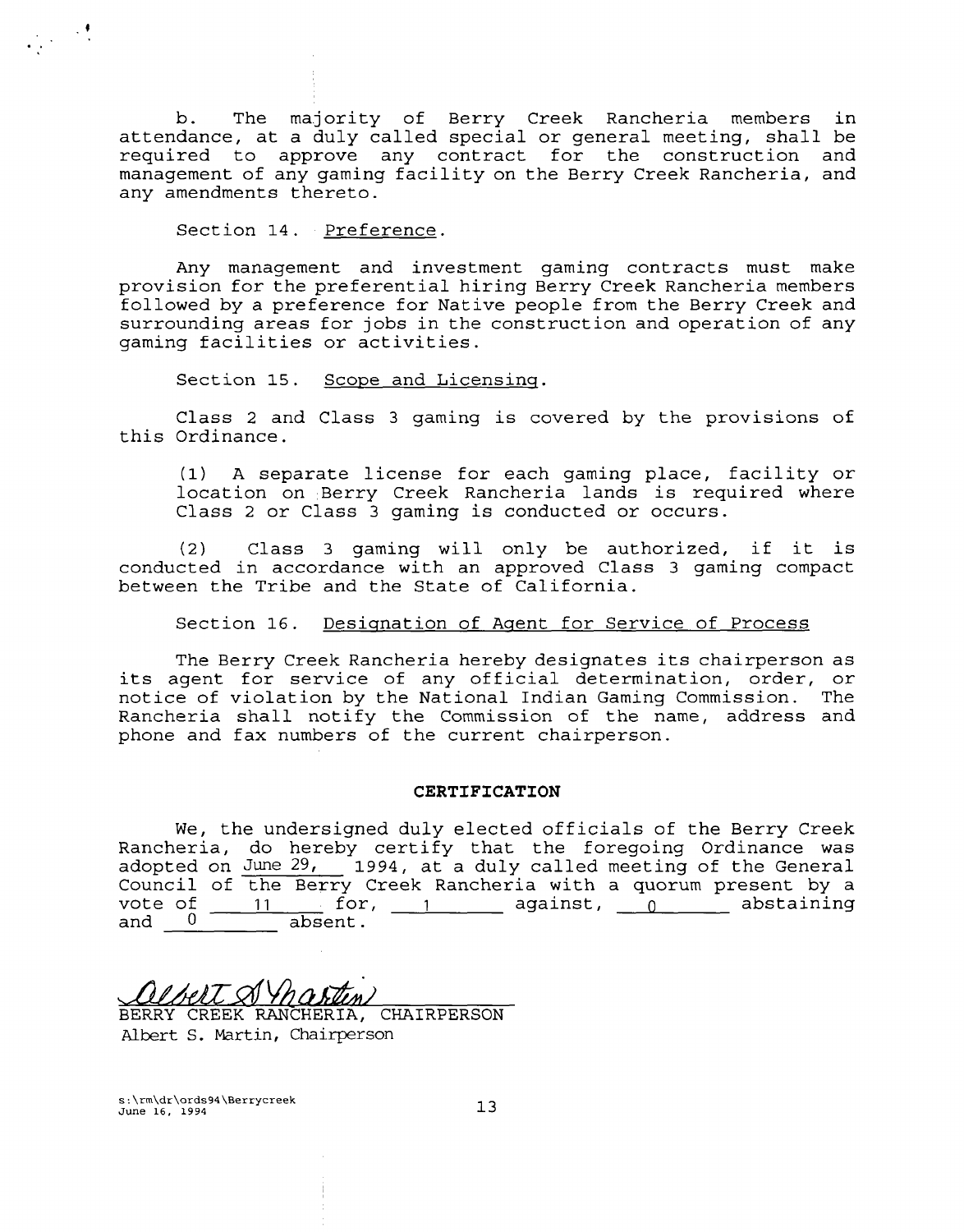b. The majority of Berry Creek Rancheria members in attendance, at a duly called special or general meeting, shall be required to approve any contract for the construction and management of any gaming facility on the Berry Creek Rancheria, and any amendments thereto.

Section 14. Preference.

Any management and investment gaming contracts must make provision for the preferential hiring Berry Creek Rancheria members followed by a preference for Native people from the Berry Creek and surrounding areas for jobs in the construction and operation of any gaming facilities or activities.

Section 15. Scope and Licensing.

Class 2 and Class 3 gaming is covered by the provisions of this Ordinance.

(1) A separate license for each gaming place, facility or location on Berry Creek Rancheria lands is required where Class 2 or Class 3 gaming is conducted or occurs.

(2) Class 3 gaming will only be authorized, if it is conducted in accordance with an approved Class 3 gaming compact between the Tribe and the State of California.

Section 16. Designation of Agent for Service of Process

The Berry Creek Rancheria hereby designates its chairperson as its agent for service of any official determination, order, or notice of violation by the National Indian Gaming Commission. The Rancheria shall notify the Commission of the name, address and phone and fax numbers of the current chairperson.

**CERTIFICATION**

We, the undersigned duly elected officials of the Berry Creek Rancheria, do hereby certify that the foregoing Ordinance was adopted on June 29, 1994, at a duly called meeting of the General Council of the Berry Creek Rancheria with a quorum present by a vote of 11 for, 1 against, 0 abstaining and 0 absent.

Albert S. Martin

BERRY CREEK RANCHERIA, CHAIRPERSON
Albert S. Martin, Chairperson

s:\rm\dr\ords94\Berrycreek
June 16, 1994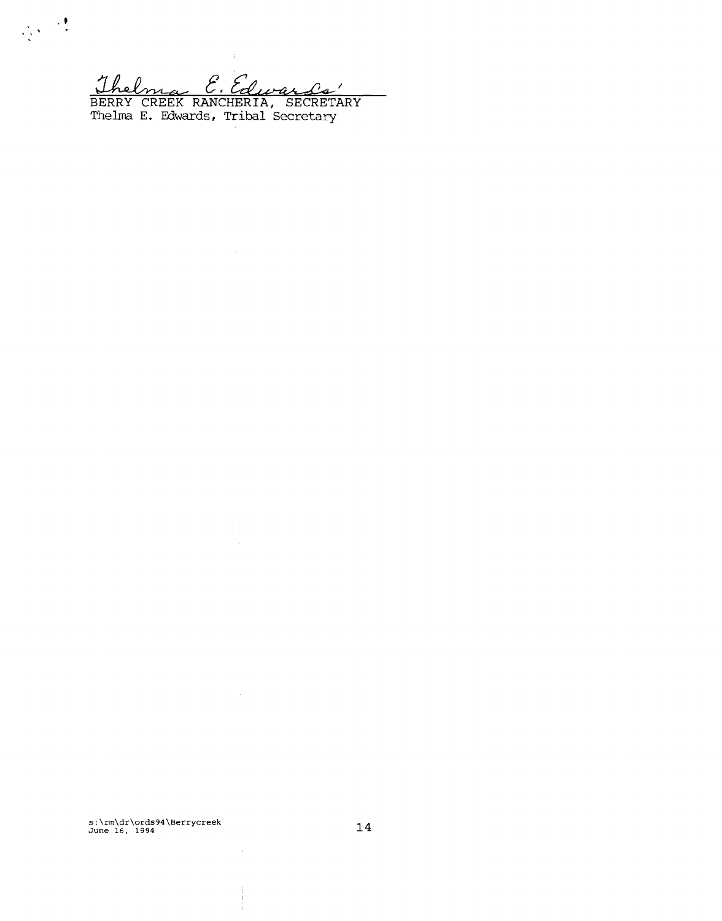*Thelma E. Edwards*

BERRY CREEK RANCHERIA, SECRETARY
Thelma E. Edwards, Tribal Secretary

s:\rm\dr\ords94\Berrycreek
June 16, 1994